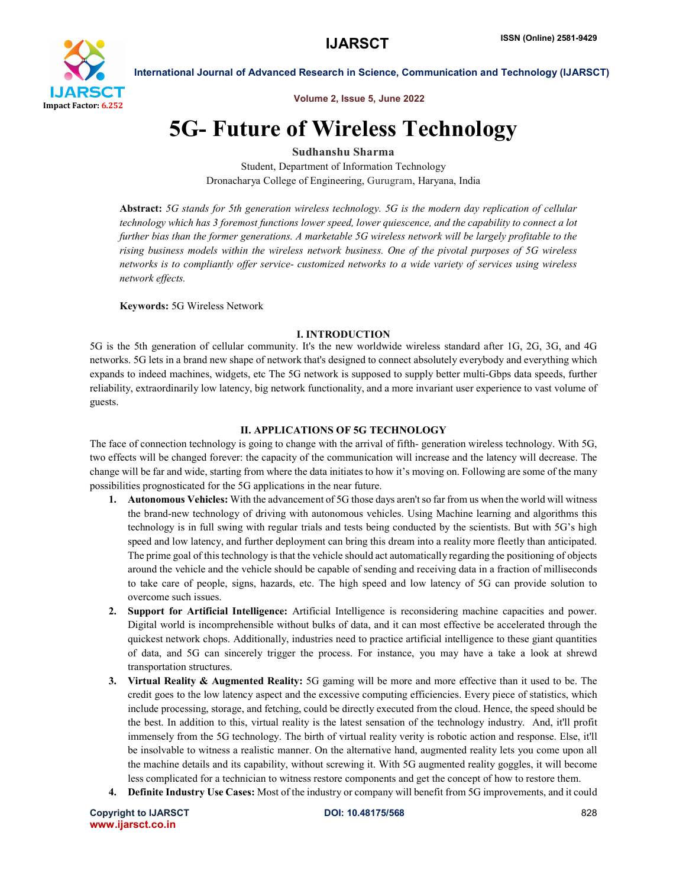# 5G- Future of Wireless Technology

**Sudhanshu Sharma**

Student, Department of Information Technology

Dronacharya College of Engineering, Gurugram, Haryana, India

**Abstract:** *5G stands for 5th generation wireless technology. 5G is the modern day replication of cellular technology which has 3 foremost functions lower speed, lower quiescence, and the capability to connect a lot further bias than the former generations. A marketable 5G wireless network will be largely profitable to the rising business models within the wireless network business. One of the pivotal purposes of 5G wireless networks is to compliantly offer service- customized networks to a wide variety of services using wireless network effects.*

**Keywords:** 5G Wireless Network

## I. INTRODUCTION

5G is the 5th generation of cellular community. It's the new worldwide wireless standard after 1G, 2G, 3G, and 4G networks. 5G lets in a brand new shape of network that's designed to connect absolutely everybody and everything which expands to indeed machines, widgets, etc The 5G network is supposed to supply better multi-Gbps data speeds, further reliability, extraordinarily low latency, big network functionality, and a more invariant user experience to vast volume of guests.

## II. APPLICATIONS OF 5G TECHNOLOGY

The face of connection technology is going to change with the arrival of fifth- generation wireless technology. With 5G, two effects will be changed forever: the capacity of the communication will increase and the latency will decrease. The change will be far and wide, starting from where the data initiates to how it's moving on. Following are some of the many possibilities prognosticated for the 5G applications in the near future.

1. **Autonomous Vehicles:** With the advancement of 5G those days aren't so far from us when the world will witness the brand-new technology of driving with autonomous vehicles. Using Machine learning and algorithms this technology is in full swing with regular trials and tests being conducted by the scientists. But with 5G's high speed and low latency, and further deployment can bring this dream into a reality more fleetly than anticipated. The prime goal of this technology is that the vehicle should act automatically regarding the positioning of objects around the vehicle and the vehicle should be capable of sending and receiving data in a fraction of milliseconds to take care of people, signs, hazards, etc. The high speed and low latency of 5G can provide solution to overcome such issues.
2. **Support for Artificial Intelligence:** Artificial Intelligence is reconsidering machine capacities and power. Digital world is incomprehensible without bulks of data, and it can most effective be accelerated through the quickest network chops. Additionally, industries need to practice artificial intelligence to these giant quantities of data, and 5G can sincerely trigger the process. For instance, you may have a take a look at shrewd transportation structures.
3. **Virtual Reality & Augmented Reality:** 5G gaming will be more and more effective than it used to be. The credit goes to the low latency aspect and the excessive computing efficiencies. Every piece of statistics, which include processing, storage, and fetching, could be directly executed from the cloud. Hence, the speed should be the best. In addition to this, virtual reality is the latest sensation of the technology industry. And, it'll profit immensely from the 5G technology. The birth of virtual reality verity is robotic action and response. Else, it'll be insolvable to witness a realistic manner. On the alternative hand, augmented reality lets you come upon all the machine details and its capability, without screwing it. With 5G augmented reality goggles, it will become less complicated for a technician to witness restore components and get the concept of how to restore them.
4. **Definite Industry Use Cases:** Most of the industry or company will benefit from 5G improvements, and it could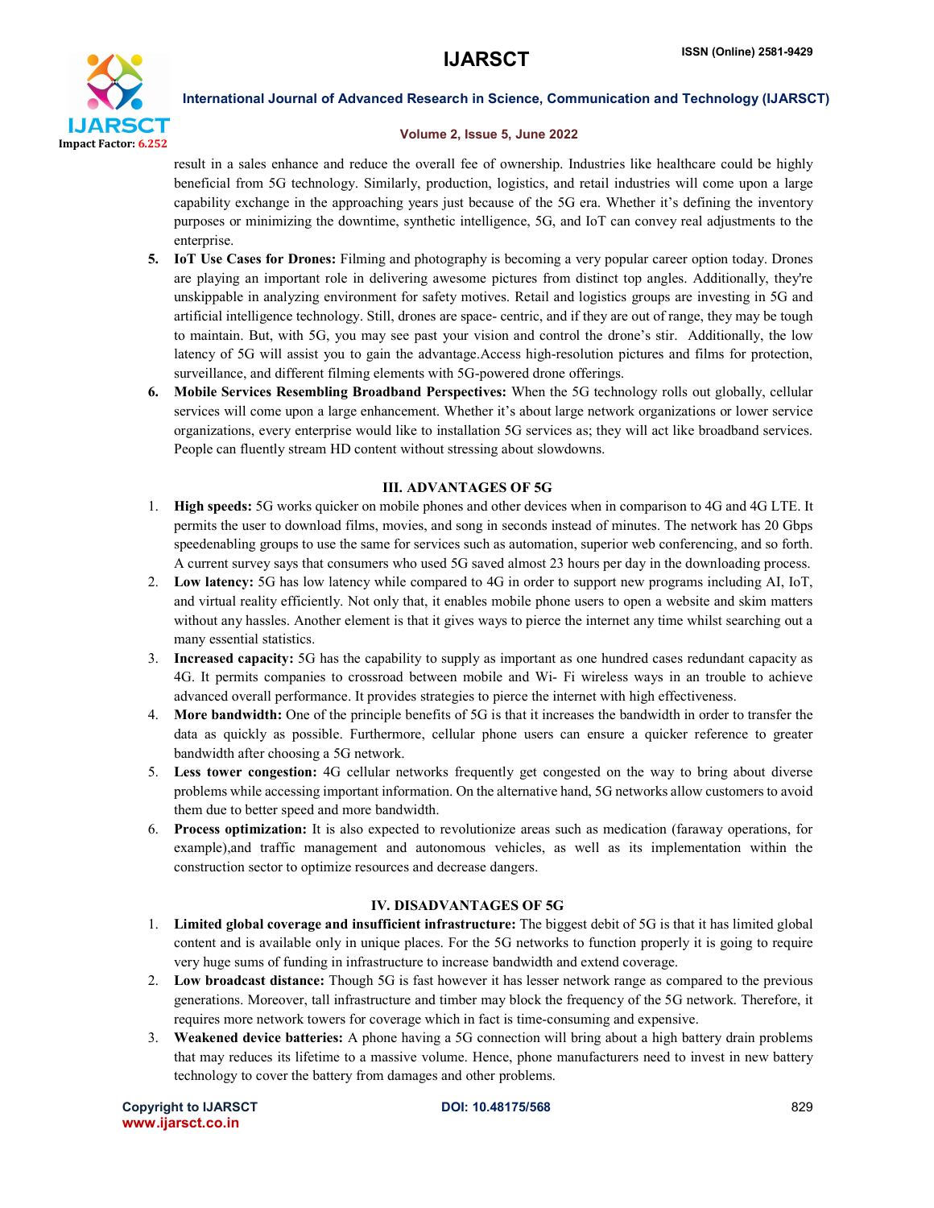result in a sales enhance and reduce the overall fee of ownership. Industries like healthcare could be highly beneficial from 5G technology. Similarly, production, logistics, and retail industries will come upon a large capability exchange in the approaching years just because of the 5G era. Whether it's defining the inventory purposes or minimizing the downtime, synthetic intelligence, 5G, and IoT can convey real adjustments to the enterprise.

5. **IoT Use Cases for Drones:** Filming and photography is becoming a very popular career option today. Drones are playing an important role in delivering awesome pictures from distinct top angles. Additionally, they're unskippable in analyzing environment for safety motives. Retail and logistics groups are investing in 5G and artificial intelligence technology. Still, drones are space- centric, and if they are out of range, they may be tough to maintain. But, with 5G, you may see past your vision and control the drone's stir. Additionally, the low latency of 5G will assist you to gain the advantage.Access high-resolution pictures and films for protection, surveillance, and different filming elements with 5G-powered drone offerings.
6. **Mobile Services Resembling Broadband Perspectives:** When the 5G technology rolls out globally, cellular services will come upon a large enhancement. Whether it's about large network organizations or lower service organizations, every enterprise would like to installation 5G services as; they will act like broadband services. People can fluently stream HD content without stressing about slowdowns.

## III. ADVANTAGES OF 5G

1. **High speeds:** 5G works quicker on mobile phones and other devices when in comparison to 4G and 4G LTE. It permits the user to download films, movies, and song in seconds instead of minutes. The network has 20 Gbps speedenabling groups to use the same for services such as automation, superior web conferencing, and so forth. A current survey says that consumers who used 5G saved almost 23 hours per day in the downloading process.
2. **Low latency:** 5G has low latency while compared to 4G in order to support new programs including AI, IoT, and virtual reality efficiently. Not only that, it enables mobile phone users to open a website and skim matters without any hassles. Another element is that it gives ways to pierce the internet any time whilst searching out a many essential statistics.
3. **Increased capacity:** 5G has the capability to supply as important as one hundred cases redundant capacity as 4G. It permits companies to crossroad between mobile and Wi- Fi wireless ways in an trouble to achieve advanced overall performance. It provides strategies to pierce the internet with high effectiveness.
4. **More bandwidth:** One of the principle benefits of 5G is that it increases the bandwidth in order to transfer the data as quickly as possible. Furthermore, cellular phone users can ensure a quicker reference to greater bandwidth after choosing a 5G network.
5. **Less tower congestion:** 4G cellular networks frequently get congested on the way to bring about diverse problems while accessing important information. On the alternative hand, 5G networks allow customers to avoid them due to better speed and more bandwidth.
6. **Process optimization:** It is also expected to revolutionize areas such as medication (faraway operations, for example),and traffic management and autonomous vehicles, as well as its implementation within the construction sector to optimize resources and decrease dangers.

## IV. DISADVANTAGES OF 5G

1. **Limited global coverage and insufficient infrastructure:** The biggest debit of 5G is that it has limited global content and is available only in unique places. For the 5G networks to function properly it is going to require very huge sums of funding in infrastructure to increase bandwidth and extend coverage.
2. **Low broadcast distance:** Though 5G is fast however it has lesser network range as compared to the previous generations. Moreover, tall infrastructure and timber may block the frequency of the 5G network. Therefore, it requires more network towers for coverage which in fact is time-consuming and expensive.
3. **Weakened device batteries:** A phone having a 5G connection will bring about a high battery drain problems that may reduces its lifetime to a massive volume. Hence, phone manufacturers need to invest in new battery technology to cover the battery from damages and other problems.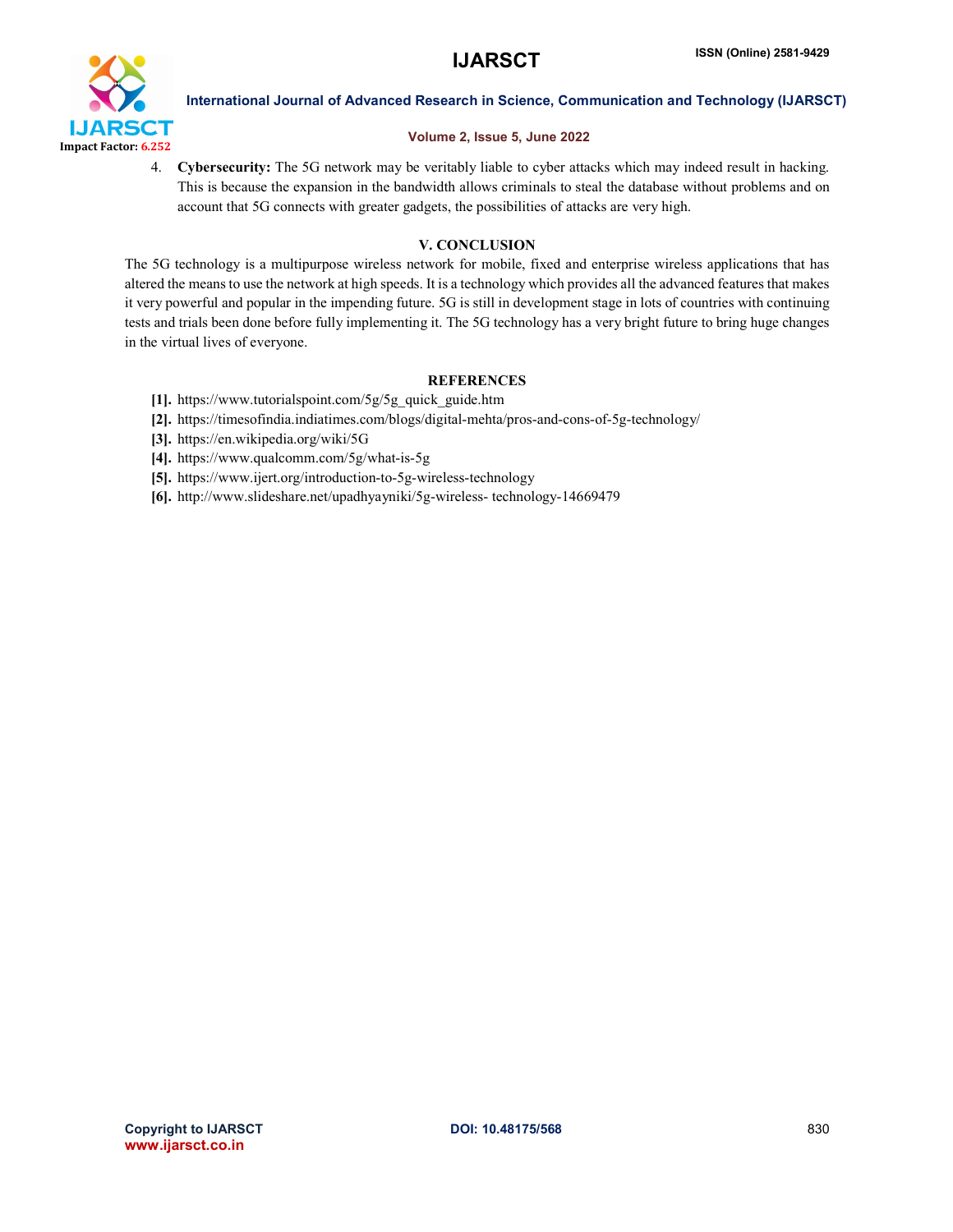4. **Cybersecurity:** The 5G network may be veritably liable to cyber attacks which may indeed result in hacking. This is because the expansion in the bandwidth allows criminals to steal the database without problems and on account that 5G connects with greater gadgets, the possibilities of attacks are very high.

## V. CONCLUSION

The 5G technology is a multipurpose wireless network for mobile, fixed and enterprise wireless applications that has altered the means to use the network at high speeds. It is a technology which provides all the advanced features that makes it very powerful and popular in the impending future. 5G is still in development stage in lots of countries with continuing tests and trials been done before fully implementing it. The 5G technology has a very bright future to bring huge changes in the virtual lives of everyone.

## REFERENCES

**[1].** https://www.tutorialspoint.com/5g/5g_quick_guide.htm

**[2].** https://timesofindia.indiatimes.com/blogs/digital-mehta/pros-and-cons-of-5g-technology/

**[3].** https://en.wikipedia.org/wiki/5G

**[4].** https://www.qualcomm.com/5g/what-is-5g

**[5].** https://www.ijert.org/introduction-to-5g-wireless-technology

**[6].** http://www.slideshare.net/upadhyayniki/5g-wireless- technology-14669479